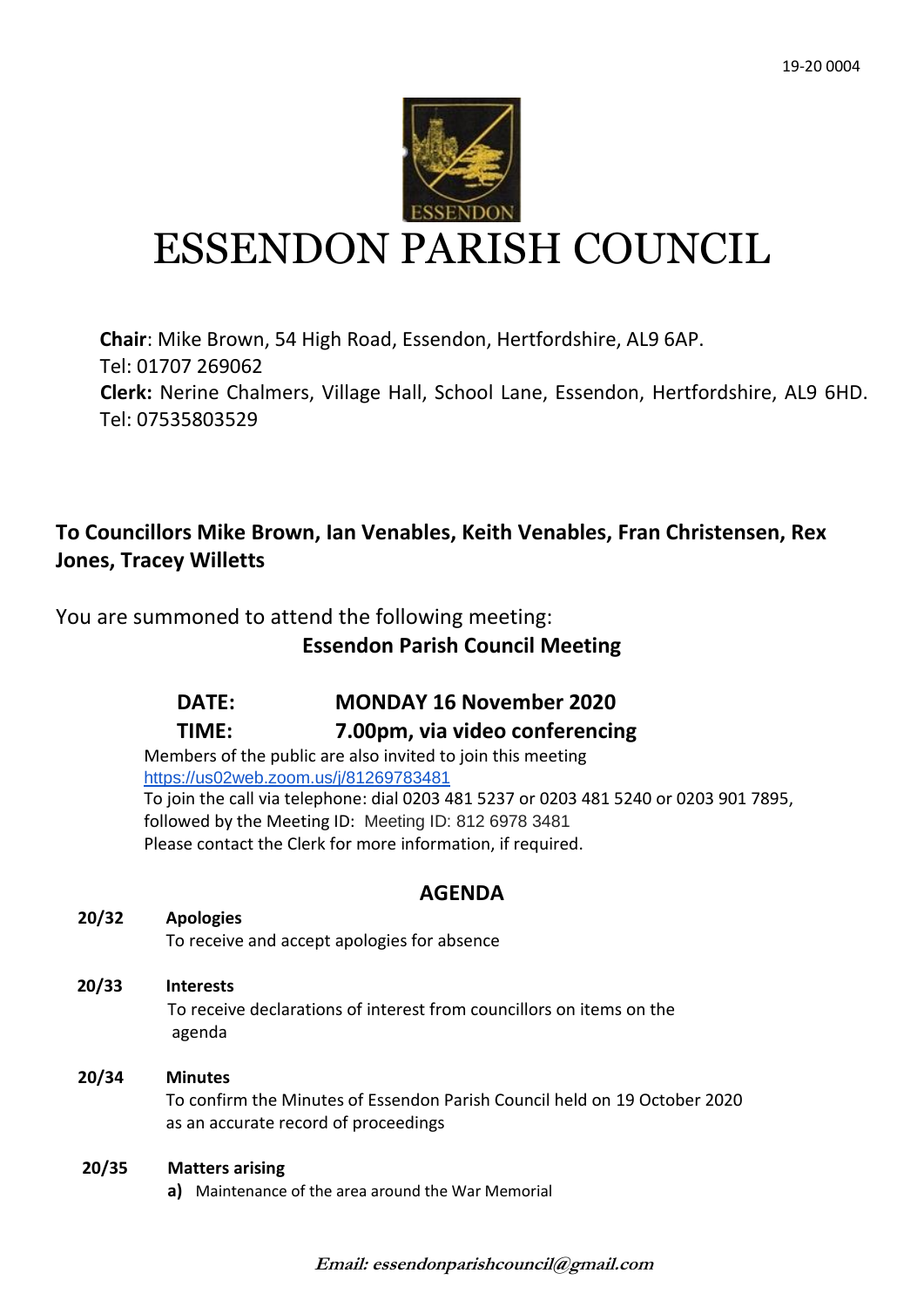19-20 0004

# ESSENDON PARISH COUNCIL

**Chair**: Mike Brown, 54 High Road, Essendon, Hertfordshire, AL9 6AP.
Tel: 01707 269062
**Clerk:** Nerine Chalmers, Village Hall, School Lane, Essendon, Hertfordshire, AL9 6HD.
Tel: 07535803529

**To Councillors Mike Brown, Ian Venables, Keith Venables, Fran Christensen, Rex Jones, Tracey Willetts**

You are summoned to attend the following meeting:

**Essendon Parish Council Meeting**

**DATE:** **MONDAY 16 November 2020**
**TIME:** **7.00pm, via video conferencing**

Members of the public are also invited to join this meeting
https://us02web.zoom.us/j/81269783481
To join the call via telephone: dial 0203 481 5237 or 0203 481 5240 or 0203 901 7895, followed by the Meeting ID: Meeting ID: 812 6978 3481
Please contact the Clerk for more information, if required.

## AGENDA

**20/32 Apologies**
To receive and accept apologies for absence

**20/33 Interests**
To receive declarations of interest from councillors on items on the agenda

**20/34 Minutes**
To confirm the Minutes of Essendon Parish Council held on 19 October 2020 as an accurate record of proceedings

**20/35 Matters arising**

**a)** Maintenance of the area around the War Memorial

*Email: essendonparishcouncil@gmail.com*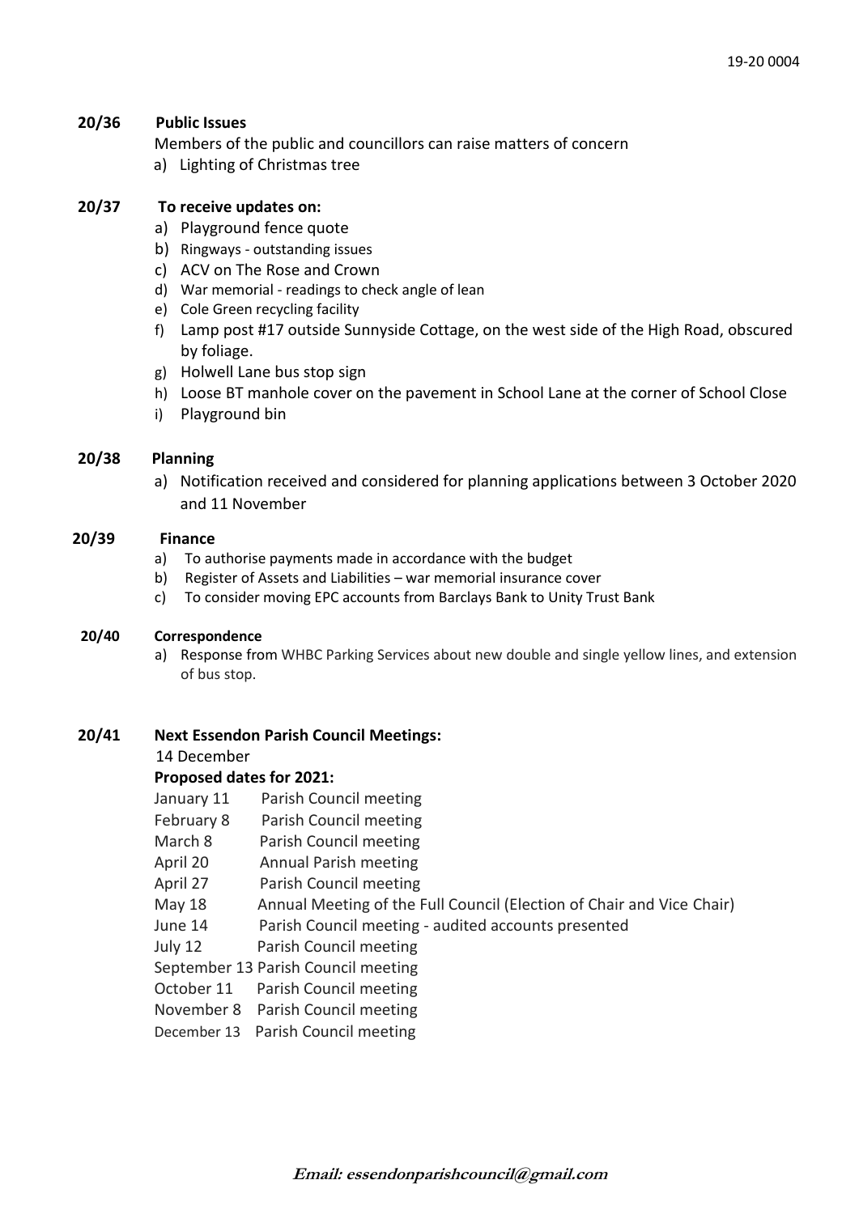**20/36 Public Issues**

Members of the public and councillors can raise matters of concern

a) Lighting of Christmas tree

**20/37 To receive updates on:**

a) Playground fence quote
b) Ringways - outstanding issues
c) ACV on The Rose and Crown
d) War memorial - readings to check angle of lean
e) Cole Green recycling facility
f) Lamp post #17 outside Sunnyside Cottage, on the west side of the High Road, obscured by foliage.
g) Holwell Lane bus stop sign
h) Loose BT manhole cover on the pavement in School Lane at the corner of School Close
i) Playground bin

**20/38 Planning**

a) Notification received and considered for planning applications between 3 October 2020 and 11 November

**20/39 Finance**

a) To authorise payments made in accordance with the budget
b) Register of Assets and Liabilities – war memorial insurance cover
c) To consider moving EPC accounts from Barclays Bank to Unity Trust Bank

**20/40 Correspondence**

a) Response from WHBC Parking Services about new double and single yellow lines, and extension of bus stop.

**20/41 Next Essendon Parish Council Meetings:**

14 December

**Proposed dates for 2021:**

January 11 Parish Council meeting
February 8 Parish Council meeting
March 8 Parish Council meeting
April 20 Annual Parish meeting
April 27 Parish Council meeting
May 18 Annual Meeting of the Full Council (Election of Chair and Vice Chair)
June 14 Parish Council meeting - audited accounts presented
July 12 Parish Council meeting
September 13 Parish Council meeting
October 11 Parish Council meeting
November 8 Parish Council meeting
December 13 Parish Council meeting

***Email: essendonparishcouncil@gmail.com***